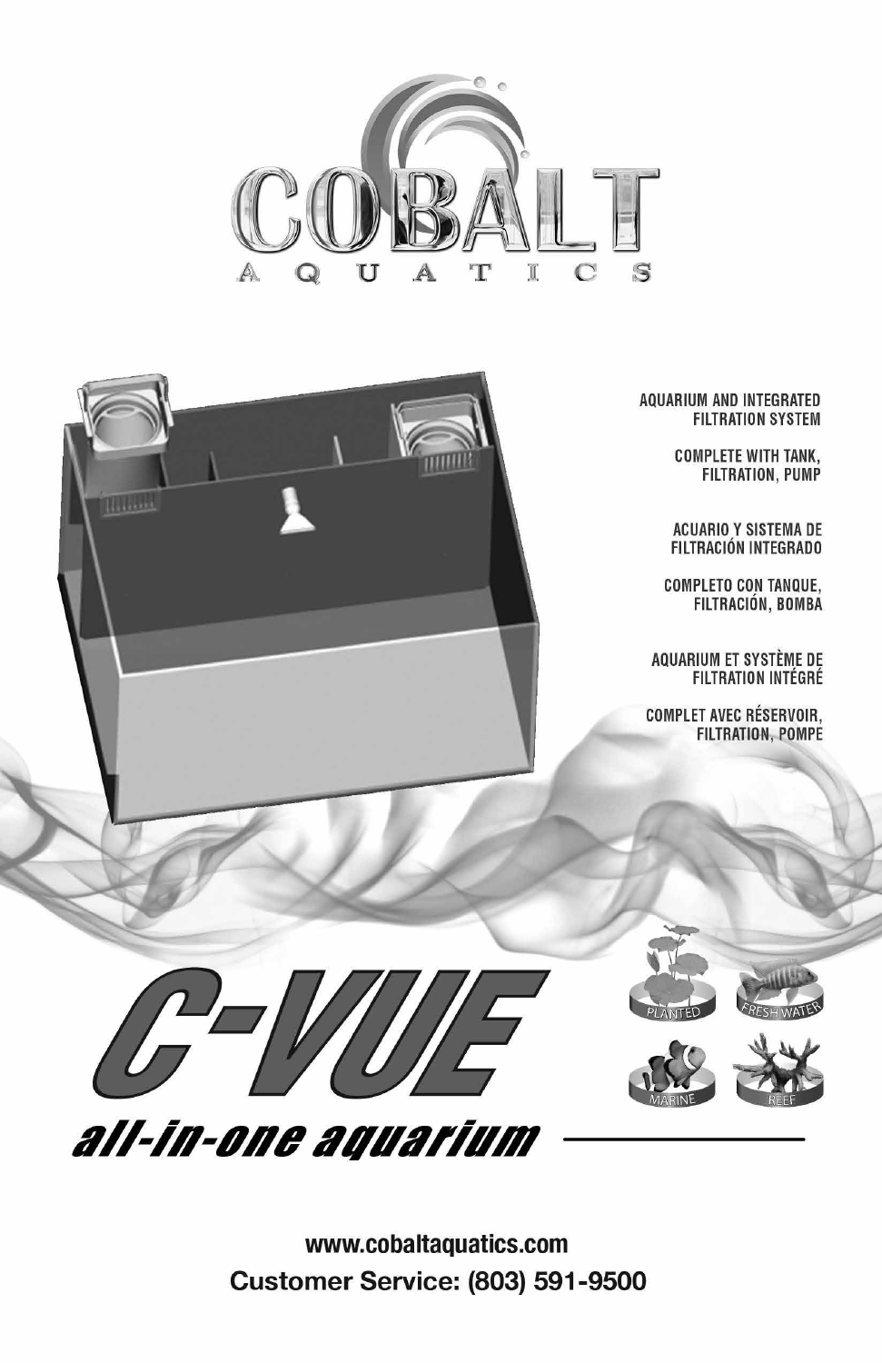# COBALT AQUATICS

AQUARIUM AND INTEGRATED FILTRATION SYSTEM

COMPLETE WITH TANK, FILTRATION, PUMP

ACUARIO Y SISTEMA DE FILTRACIÓN INTEGRADO

COMPLETO CON TANQUE, FILTRACIÓN, BOMBA

AQUARIUM ET SYSTÈME DE FILTRATION INTÉGRÉ

COMPLET AVEC RÉSERVOIR, FILTRATION, POMPE

PLANTED

FRESH WATER

MARINE

REEF

# C-VUE

## *all-in-one aquarium*

**www.cobaltaquatics.com**

**Customer Service: (803) 591-9500**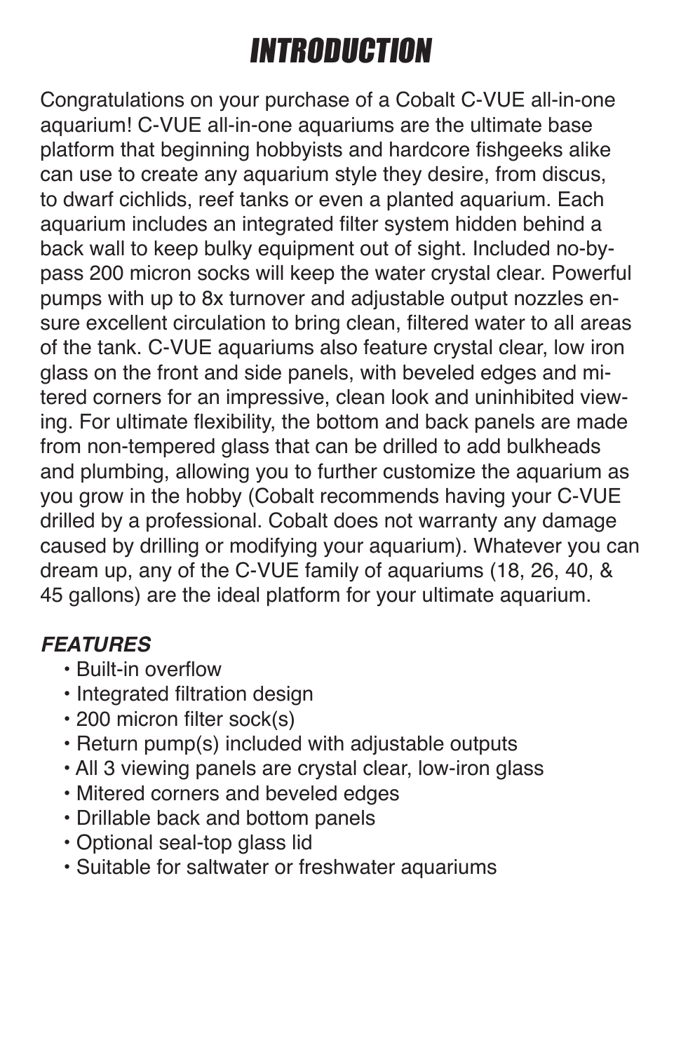# INTRODUCTION

Congratulations on your purchase of a Cobalt C-VUE all-in-one aquarium! C-VUE all-in-one aquariums are the ultimate base platform that beginning hobbyists and hardcore fishgeeks alike can use to create any aquarium style they desire, from discus, to dwarf cichlids, reef tanks or even a planted aquarium. Each aquarium includes an integrated filter system hidden behind a back wall to keep bulky equipment out of sight. Included no-by-pass 200 micron socks will keep the water crystal clear. Powerful pumps with up to 8x turnover and adjustable output nozzles ensure excellent circulation to bring clean, filtered water to all areas of the tank. C-VUE aquariums also feature crystal clear, low iron glass on the front and side panels, with beveled edges and mitered corners for an impressive, clean look and uninhibited viewing. For ultimate flexibility, the bottom and back panels are made from non-tempered glass that can be drilled to add bulkheads and plumbing, allowing you to further customize the aquarium as you grow in the hobby (Cobalt recommends having your C-VUE drilled by a professional. Cobalt does not warranty any damage caused by drilling or modifying your aquarium). Whatever you can dream up, any of the C-VUE family of aquariums (18, 26, 40, & 45 gallons) are the ideal platform for your ultimate aquarium.

***FEATURES***

- Built-in overflow
- Integrated filtration design
- 200 micron filter sock(s)
- Return pump(s) included with adjustable outputs
- All 3 viewing panels are crystal clear, low-iron glass
- Mitered corners and beveled edges
- Drillable back and bottom panels
- Optional seal-top glass lid
- Suitable for saltwater or freshwater aquariums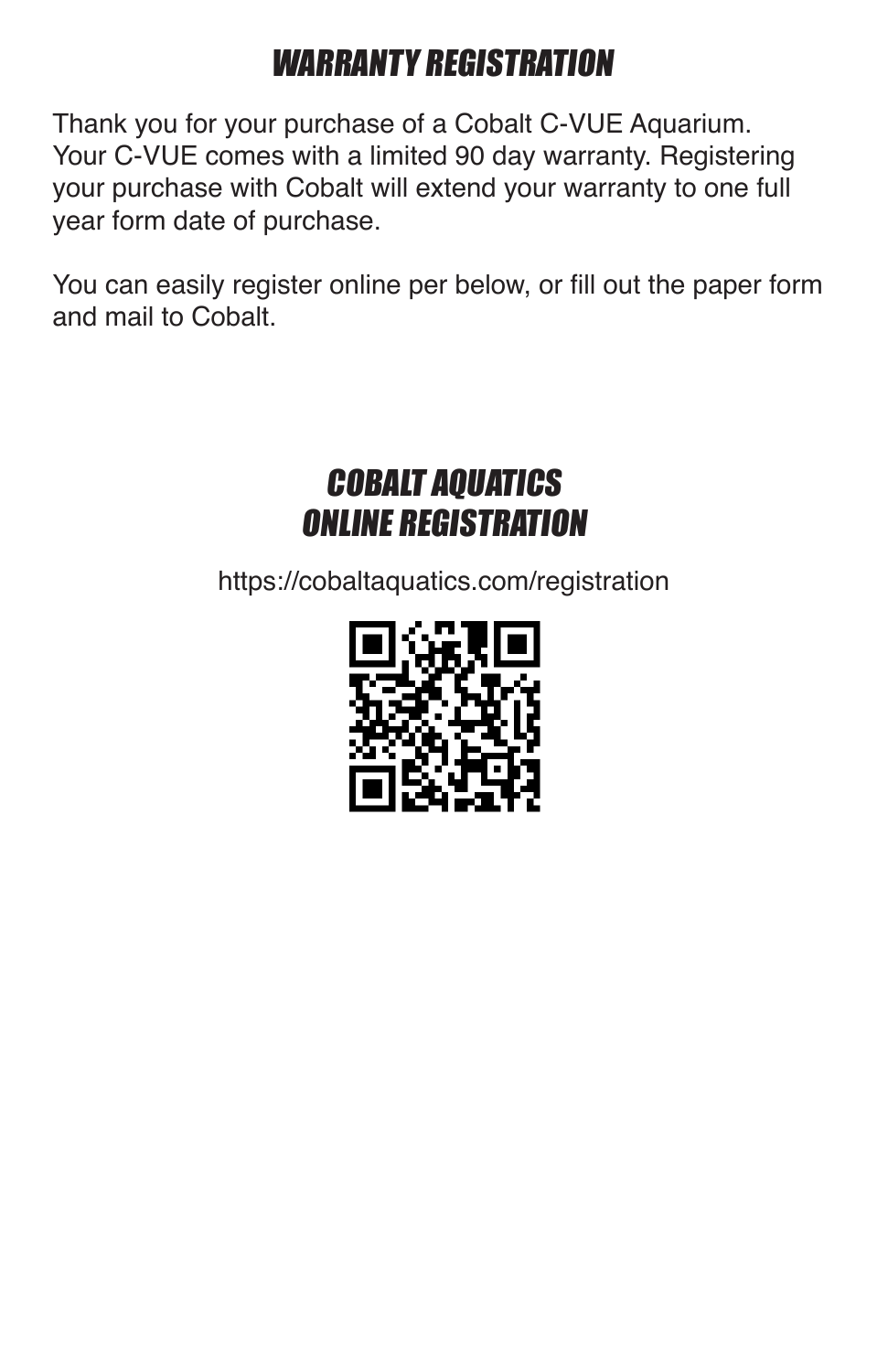# *WARRANTY REGISTRATION*

Thank you for your purchase of a Cobalt C-VUE Aquarium. Your C-VUE comes with a limited 90 day warranty. Registering your purchase with Cobalt will extend your warranty to one full year form date of purchase.

You can easily register online per below, or fill out the paper form and mail to Cobalt.

## *COBALT AQUATICS ONLINE REGISTRATION*

https://cobaltaquatics.com/registration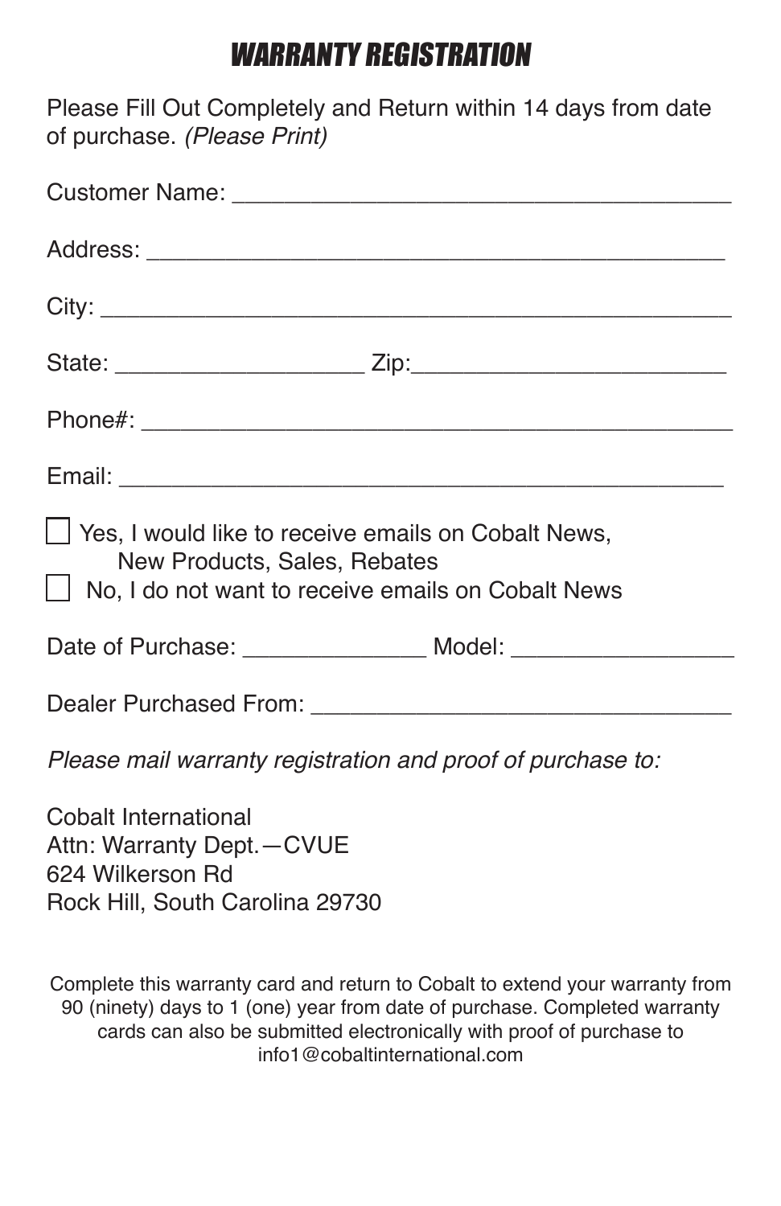# *WARRANTY REGISTRATION*

Please Fill Out Completely and Return within 14 days from date of purchase. *(Please Print)*

Customer Name: ______________________________________

Address: ___________________________________________

City: ______________________________________________

State: ___________________ Zip:_______________________

Phone#: ____________________________________________

Email: _____________________________________________

☐ Yes, I would like to receive emails on Cobalt News, New Products, Sales, Rebates

☐ No, I do not want to receive emails on Cobalt News

Date of Purchase: ______________ Model: ________________

Dealer Purchased From: ________________________________

*Please mail warranty registration and proof of purchase to:*

Cobalt International
Attn: Warranty Dept.—CVUE
624 Wilkerson Rd
Rock Hill, South Carolina 29730

Complete this warranty card and return to Cobalt to extend your warranty from 90 (ninety) days to 1 (one) year from date of purchase. Completed warranty cards can also be submitted electronically with proof of purchase to info1@cobaltinternational.com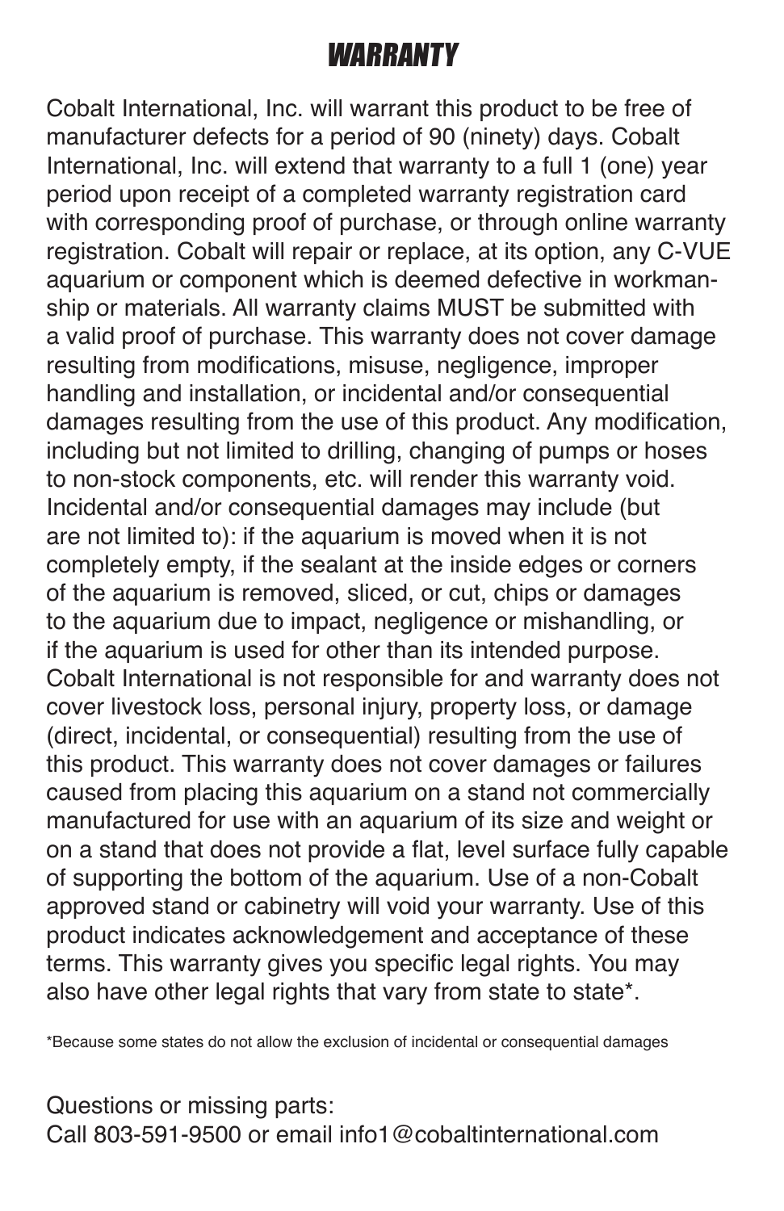# *WARRANTY*

Cobalt International, Inc. will warrant this product to be free of manufacturer defects for a period of 90 (ninety) days. Cobalt International, Inc. will extend that warranty to a full 1 (one) year period upon receipt of a completed warranty registration card with corresponding proof of purchase, or through online warranty registration. Cobalt will repair or replace, at its option, any C-VUE aquarium or component which is deemed defective in workmanship or materials. All warranty claims MUST be submitted with a valid proof of purchase. This warranty does not cover damage resulting from modifications, misuse, negligence, improper handling and installation, or incidental and/or consequential damages resulting from the use of this product. Any modification, including but not limited to drilling, changing of pumps or hoses to non-stock components, etc. will render this warranty void. Incidental and/or consequential damages may include (but are not limited to): if the aquarium is moved when it is not completely empty, if the sealant at the inside edges or corners of the aquarium is removed, sliced, or cut, chips or damages to the aquarium due to impact, negligence or mishandling, or if the aquarium is used for other than its intended purpose. Cobalt International is not responsible for and warranty does not cover livestock loss, personal injury, property loss, or damage (direct, incidental, or consequential) resulting from the use of this product. This warranty does not cover damages or failures caused from placing this aquarium on a stand not commercially manufactured for use with an aquarium of its size and weight or on a stand that does not provide a flat, level surface fully capable of supporting the bottom of the aquarium. Use of a non-Cobalt approved stand or cabinetry will void your warranty. Use of this product indicates acknowledgement and acceptance of these terms. This warranty gives you specific legal rights. You may also have other legal rights that vary from state to state*.

*Because some states do not allow the exclusion of incidental or consequential damages

Questions or missing parts:
Call 803-591-9500 or email info1@cobaltinternational.com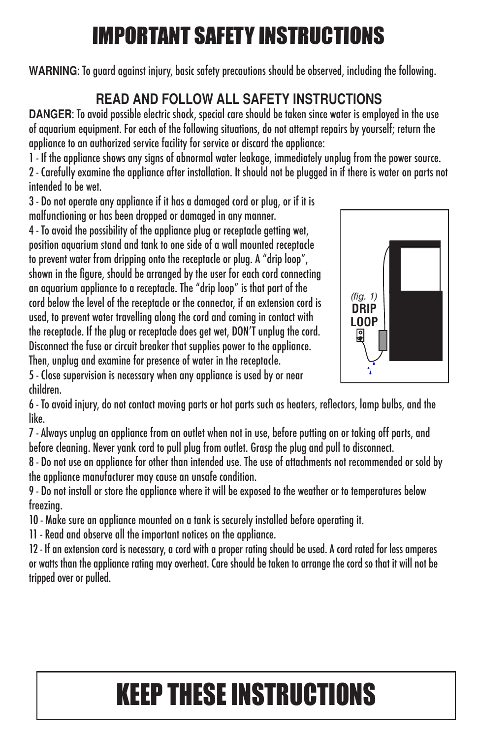# IMPORTANT SAFETY INSTRUCTIONS

**WARNING**: To guard against injury, basic safety precautions should be observed, including the following.

## READ AND FOLLOW ALL SAFETY INSTRUCTIONS

**DANGER**: To avoid possible electric shock, special care should be taken since water is employed in the use of aquarium equipment. For each of the following situations, do not attempt repairs by yourself; return the appliance to an authorized service facility for service or discard the appliance:

1 - If the appliance shows any signs of abnormal water leakage, immediately unplug from the power source.

2 - Carefully examine the appliance after installation. It should not be plugged in if there is water on parts not intended to be wet.

3 - Do not operate any appliance if it has a damaged cord or plug, or if it is malfunctioning or has been dropped or damaged in any manner.

4 - To avoid the possibility of the appliance plug or receptacle getting wet, position aquarium stand and tank to one side of a wall mounted receptacle to prevent water from dripping onto the receptacle or plug. A "drip loop", shown in the figure, should be arranged by the user for each cord connecting an aquarium appliance to a receptacle. The "drip loop" is that part of the cord below the level of the receptacle or the connector, if an extension cord is used, to prevent water travelling along the cord and coming in contact with the receptacle. If the plug or receptacle does get wet, DON'T unplug the cord. Disconnect the fuse or circuit breaker that supplies power to the appliance. Then, unplug and examine for presence of water in the receptacle.

*(fig. 1)* **DRIP LOOP**

5 - Close supervision is necessary when any appliance is used by or near children.

6 - To avoid injury, do not contact moving parts or hot parts such as heaters, reflectors, lamp bulbs, and the like.

7 - Always unplug an appliance from an outlet when not in use, before putting on or taking off parts, and before cleaning. Never yank cord to pull plug from outlet. Grasp the plug and pull to disconnect.

8 - Do not use an appliance for other than intended use. The use of attachments not recommended or sold by the appliance manufacturer may cause an unsafe condition.

9 - Do not install or store the appliance where it will be exposed to the weather or to temperatures below freezing.

10 - Make sure an appliance mounted on a tank is securely installed before operating it.

11 - Read and observe all the important notices on the appliance.

12 - If an extension cord is necessary, a cord with a proper rating should be used. A cord rated for less amperes or watts than the appliance rating may overheat. Care should be taken to arrange the cord so that it will not be tripped over or pulled.

# KEEP THESE INSTRUCTIONS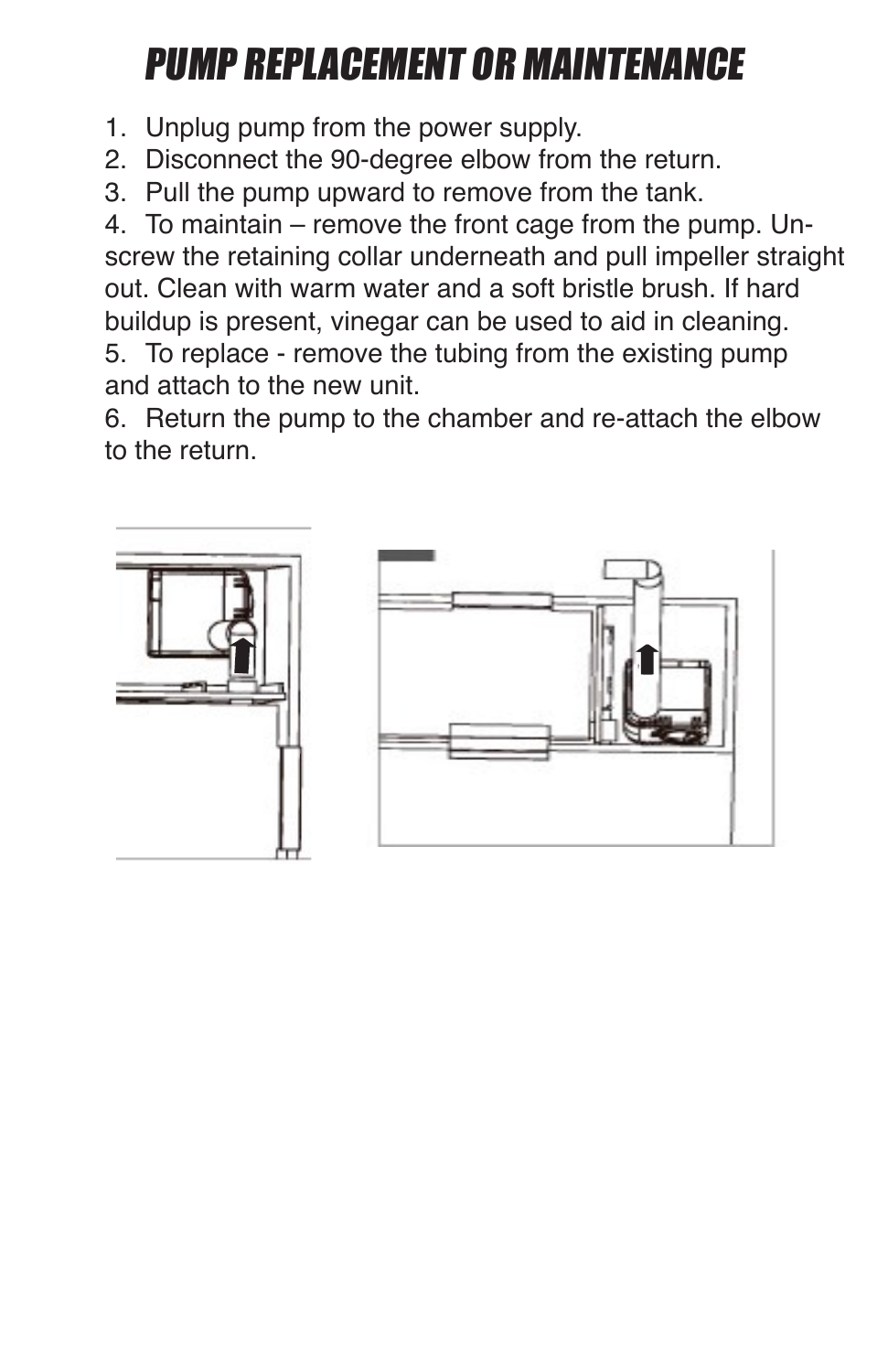# PUMP REPLACEMENT OR MAINTENANCE

1. Unplug pump from the power supply.
2. Disconnect the 90-degree elbow from the return.
3. Pull the pump upward to remove from the tank.
4. To maintain – remove the front cage from the pump. Unscrew the retaining collar underneath and pull impeller straight out. Clean with warm water and a soft bristle brush. If hard buildup is present, vinegar can be used to aid in cleaning.
5. To replace - remove the tubing from the existing pump and attach to the new unit.
6. Return the pump to the chamber and re-attach the elbow to the return.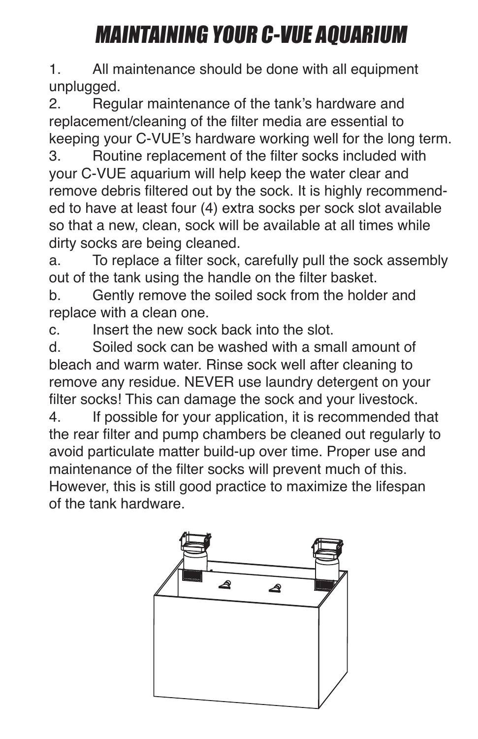# MAINTAINING YOUR C-VUE AQUARIUM

1. All maintenance should be done with all equipment unplugged.
2. Regular maintenance of the tank's hardware and replacement/cleaning of the filter media are essential to keeping your C-VUE's hardware working well for the long term.
3. Routine replacement of the filter socks included with your C-VUE aquarium will help keep the water clear and remove debris filtered out by the sock. It is highly recommended to have at least four (4) extra socks per sock slot available so that a new, clean, sock will be available at all times while dirty socks are being cleaned.
   a. To replace a filter sock, carefully pull the sock assembly out of the tank using the handle on the filter basket.
   b. Gently remove the soiled sock from the holder and replace with a clean one.
   c. Insert the new sock back into the slot.
   d. Soiled sock can be washed with a small amount of bleach and warm water. Rinse sock well after cleaning to remove any residue. NEVER use laundry detergent on your filter socks! This can damage the sock and your livestock.
4. If possible for your application, it is recommended that the rear filter and pump chambers be cleaned out regularly to avoid particulate matter build-up over time. Proper use and maintenance of the filter socks will prevent much of this. However, this is still good practice to maximize the lifespan of the tank hardware.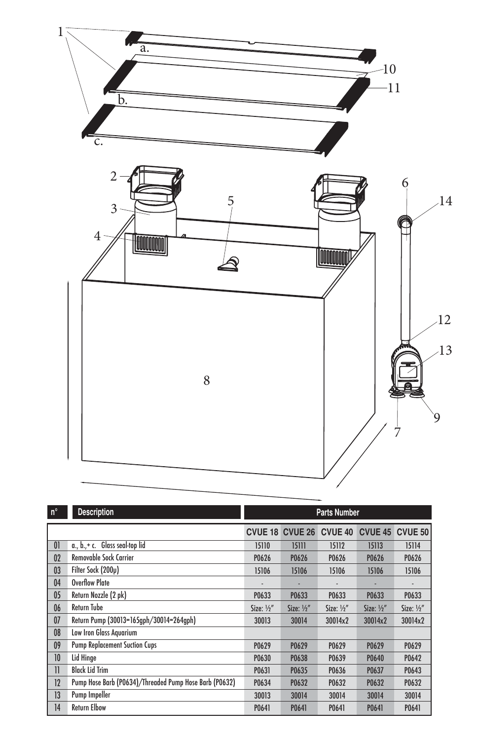| n° | Description | Parts Number | | | | |
|---|---|---|---|---|---|---|
| | | CVUE 18 | CVUE 26 | CVUE 40 | CVUE 45 | CVUE 50 |
| 01 | a., b.,+ c. Glass seal-top lid | 15110 | 15111 | 15112 | 15113 | 15114 |
| 02 | Removable Sock Carrier | P0626 | P0626 | P0626 | P0626 | P0626 |
| 03 | Filter Sock (200µ) | 15106 | 15106 | 15106 | 15106 | 15106 |
| 04 | Overflow Plate | - | - | - | - | - |
| 05 | Return Nozzle (2 pk) | P0633 | P0633 | P0633 | P0633 | P0633 |
| 06 | Return Tube | Size: ½″ | Size: ½″ | Size: ½″ | Size: ½″ | Size: ½″ |
| 07 | Return Pump (30013=165gph/30014=264gph) | 30013 | 30014 | 30014x2 | 30014x2 | 30014x2 |
| 08 | Low Iron Glass Aquarium | | | | | |
| 09 | Pump Replacement Suction Cups | P0629 | P0629 | P0629 | P0629 | P0629 |
| 10 | Lid Hinge | P0630 | P0638 | P0639 | P0640 | P0642 |
| 11 | Black Lid Trim | P0631 | P0635 | P0636 | P0637 | P0643 |
| 12 | Pump Hose Barb (P0634)/Threaded Pump Hose Barb (P0632) | P0634 | P0632 | P0632 | P0632 | P0632 |
| 13 | Pump Impeller | 30013 | 30014 | 30014 | 30014 | 30014 |
| 14 | Return Elbow | P0641 | P0641 | P0641 | P0641 | P0641 |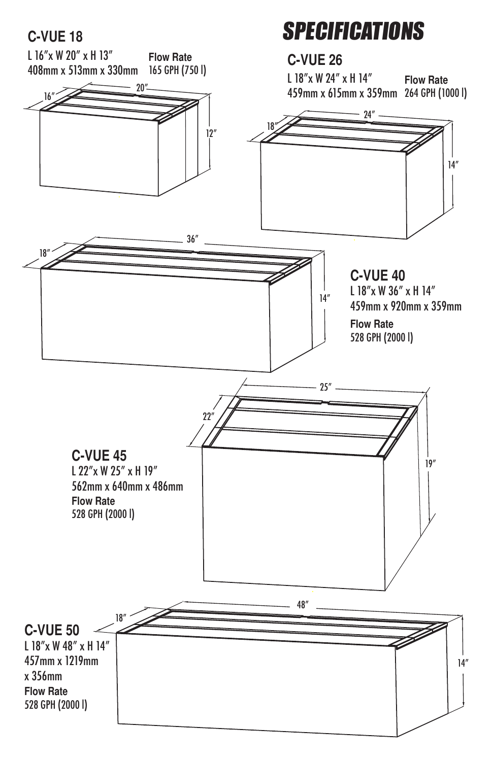# SPECIFICATIONS

## C-VUE 18

L 16″x W 20″ x H 13″
408mm x 513mm x 330mm

**Flow Rate**
165 GPH (750 l)

## C-VUE 26

L 18″x W 24″ x H 14″
459mm x 615mm x 359mm

**Flow Rate**
264 GPH (1000 l)

## C-VUE 40

L 18″x W 36″ x H 14″
459mm x 920mm x 359mm

**Flow Rate**
528 GPH (2000 l)

## C-VUE 45

L 22″x W 25″ x H 19″
562mm x 640mm x 486mm

**Flow Rate**
528 GPH (2000 l)

## C-VUE 50

L 18″x W 48″ x H 14″
457mm x 1219mm
x 356mm

**Flow Rate**
528 GPH (2000 l)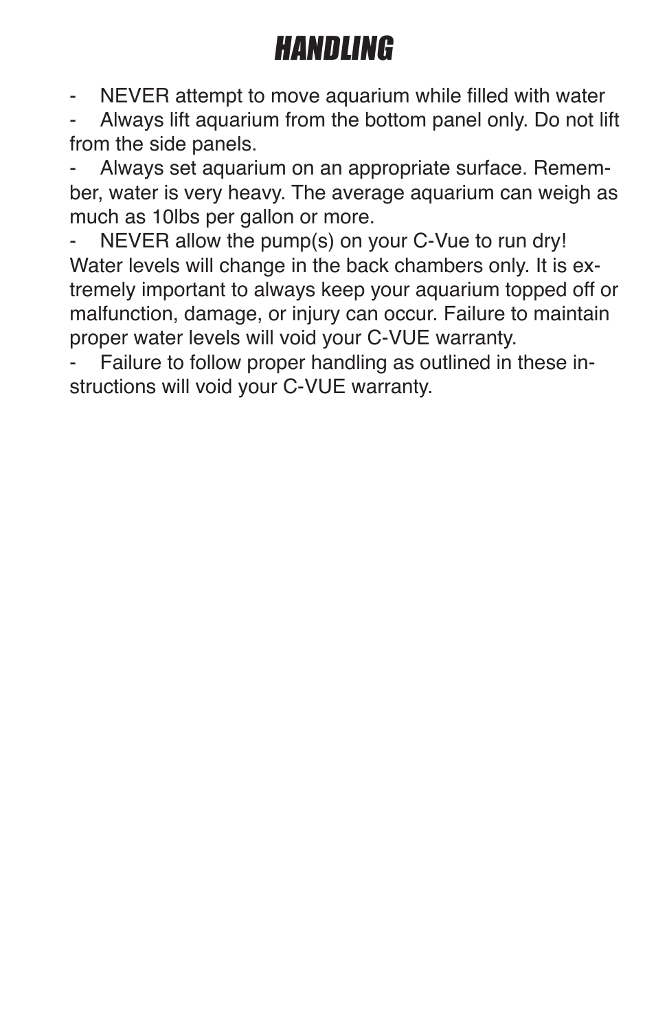# ***HANDLING***

- NEVER attempt to move aquarium while filled with water
- Always lift aquarium from the bottom panel only. Do not lift from the side panels.
- Always set aquarium on an appropriate surface. Remember, water is very heavy. The average aquarium can weigh as much as 10lbs per gallon or more.
- NEVER allow the pump(s) on your C-Vue to run dry! Water levels will change in the back chambers only. It is extremely important to always keep your aquarium topped off or malfunction, damage, or injury can occur. Failure to maintain proper water levels will void your C-VUE warranty.
- Failure to follow proper handling as outlined in these instructions will void your C-VUE warranty.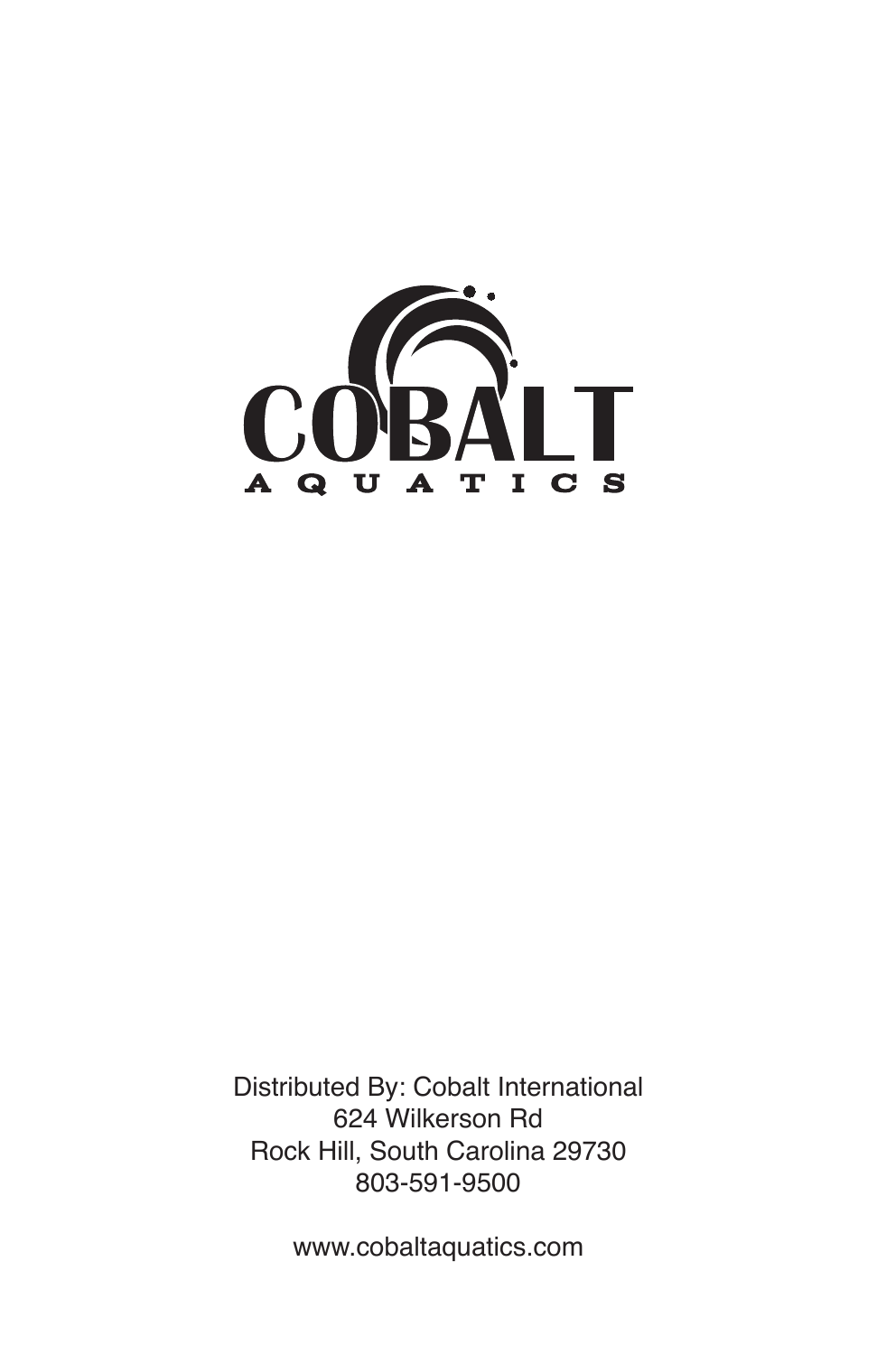COBALT

AQUATICS

Distributed By: Cobalt International
624 Wilkerson Rd
Rock Hill, South Carolina 29730
803-591-9500

www.cobaltaquatics.com